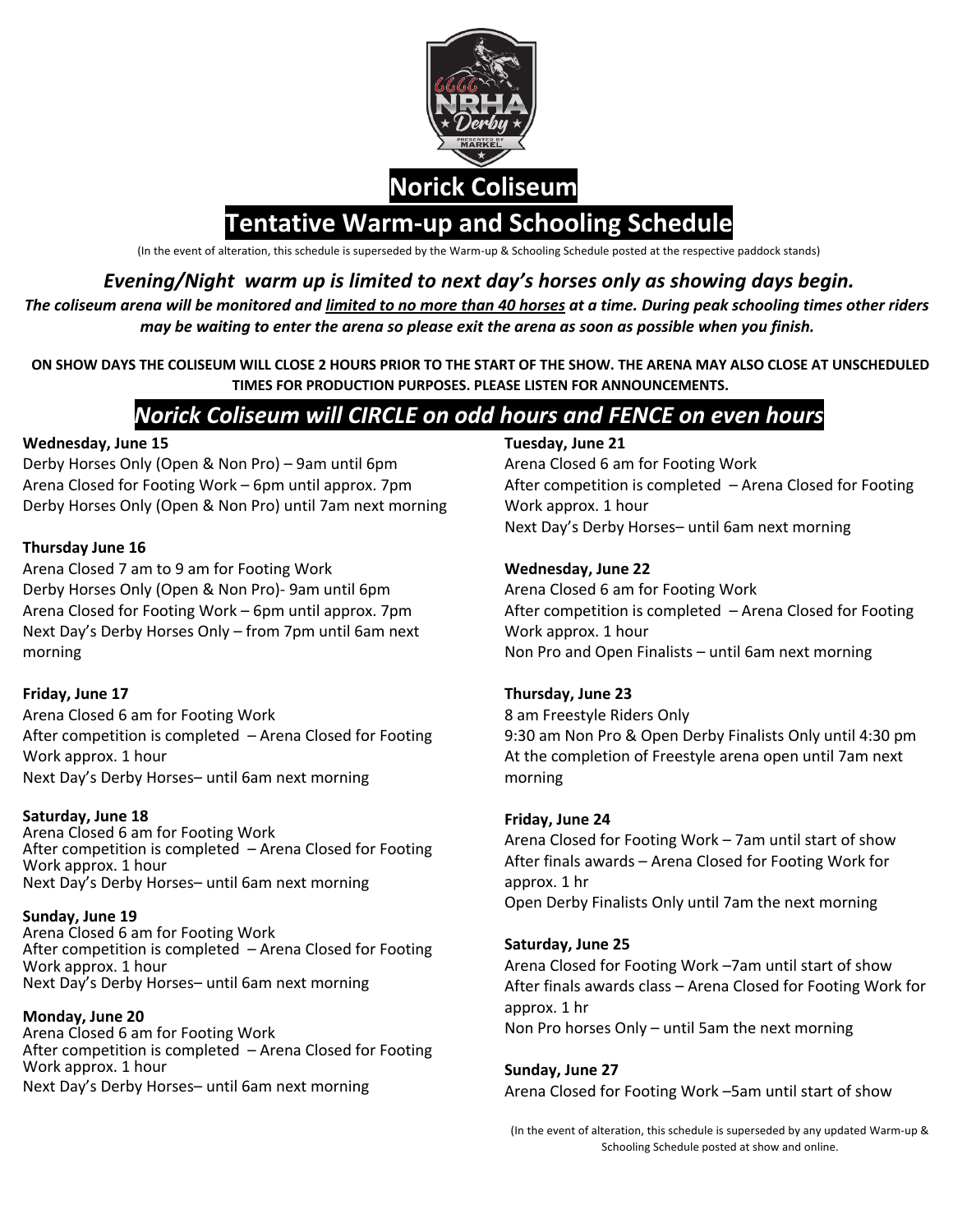# Norick Coliseum

## Tentative Warm-up and Schooling Schedule

(In the event of alteration, this schedule is superseded by the Warm-up & Schooling Schedule posted at the respective paddock stands)

***Evening/Night warm up is limited to next day's horses only as showing days begin.***

***The coliseum arena will be monitored and limited to no more than 40 horses at a time. During peak schooling times other riders may be waiting to enter the arena so please exit the arena as soon as possible when you finish.***

**ON SHOW DAYS THE COLISEUM WILL CLOSE 2 HOURS PRIOR TO THE START OF THE SHOW. THE ARENA MAY ALSO CLOSE AT UNSCHEDULED TIMES FOR PRODUCTION PURPOSES. PLEASE LISTEN FOR ANNOUNCEMENTS.**

## *Norick Coliseum will CIRCLE on odd hours and FENCE on even hours*

**Wednesday, June 15**
Derby Horses Only (Open & Non Pro) – 9am until 6pm
Arena Closed for Footing Work – 6pm until approx. 7pm
Derby Horses Only (Open & Non Pro) until 7am next morning

**Thursday June 16**
Arena Closed 7 am to 9 am for Footing Work
Derby Horses Only (Open & Non Pro)- 9am until 6pm
Arena Closed for Footing Work – 6pm until approx. 7pm
Next Day's Derby Horses Only – from 7pm until 6am next morning

**Friday, June 17**
Arena Closed 6 am for Footing Work
After competition is completed – Arena Closed for Footing Work approx. 1 hour
Next Day's Derby Horses– until 6am next morning

**Saturday, June 18**
Arena Closed 6 am for Footing Work
After competition is completed – Arena Closed for Footing Work approx. 1 hour
Next Day's Derby Horses– until 6am next morning

**Sunday, June 19**
Arena Closed 6 am for Footing Work
After competition is completed – Arena Closed for Footing Work approx. 1 hour
Next Day's Derby Horses– until 6am next morning

**Monday, June 20**
Arena Closed 6 am for Footing Work
After competition is completed – Arena Closed for Footing Work approx. 1 hour
Next Day's Derby Horses– until 6am next morning

**Tuesday, June 21**
Arena Closed 6 am for Footing Work
After competition is completed – Arena Closed for Footing Work approx. 1 hour
Next Day's Derby Horses– until 6am next morning

**Wednesday, June 22**
Arena Closed 6 am for Footing Work
After competition is completed – Arena Closed for Footing Work approx. 1 hour
Non Pro and Open Finalists – until 6am next morning

**Thursday, June 23**
8 am Freestyle Riders Only
9:30 am Non Pro & Open Derby Finalists Only until 4:30 pm
At the completion of Freestyle arena open until 7am next morning

**Friday, June 24**
Arena Closed for Footing Work – 7am until start of show
After finals awards – Arena Closed for Footing Work for approx. 1 hr
Open Derby Finalists Only until 7am the next morning

**Saturday, June 25**
Arena Closed for Footing Work –7am until start of show
After finals awards class – Arena Closed for Footing Work for approx. 1 hr
Non Pro horses Only – until 5am the next morning

**Sunday, June 27**
Arena Closed for Footing Work –5am until start of show

(In the event of alteration, this schedule is superseded by any updated Warm-up & Schooling Schedule posted at show and online.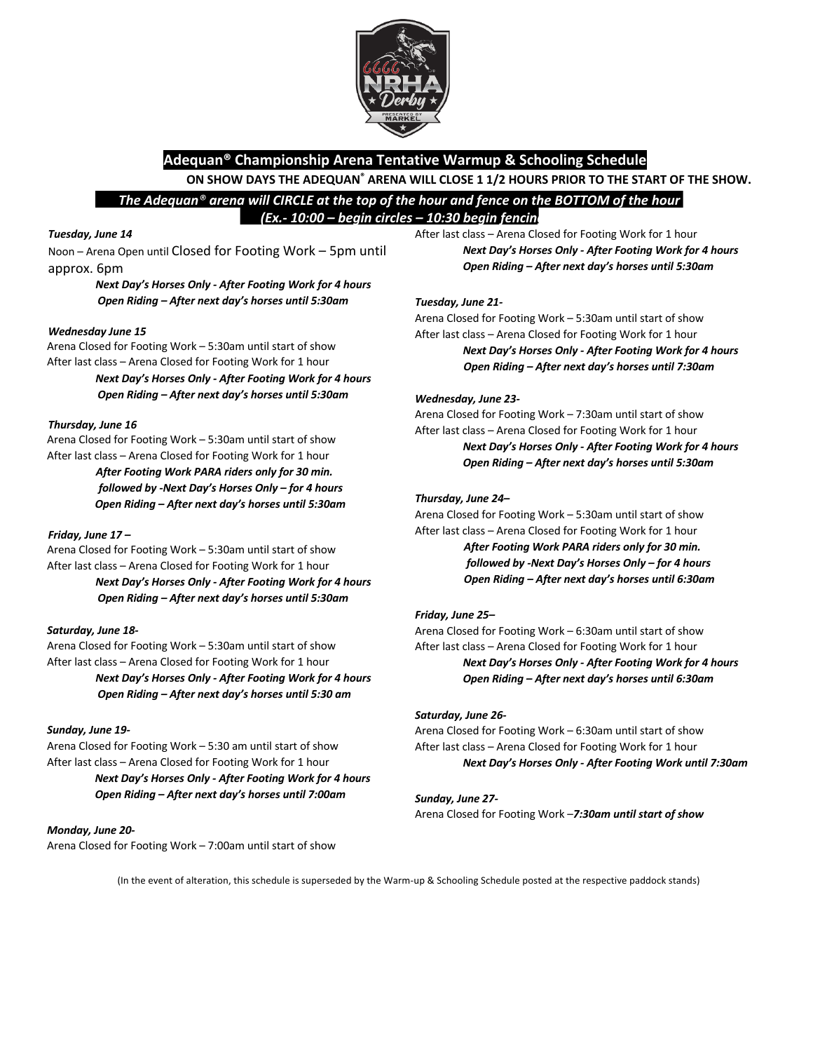## Adequan® Championship Arena Tentative Warmup & Schooling Schedule

**ON SHOW DAYS THE ADEQUAN® ARENA WILL CLOSE 1 1/2 HOURS PRIOR TO THE START OF THE SHOW.**

***The Adequan® arena will CIRCLE at the top of the hour and fence on the BOTTOM of the hour (Ex.- 10:00 – begin circles – 10:30 begin fencing***

***Tuesday, June 14***

Noon – Arena Open until Closed for Footing Work – 5pm until approx. 6pm

***Next Day's Horses Only - After Footing Work for 4 hours***
***Open Riding – After next day's horses until 5:30am***

***Wednesday June 15***

Arena Closed for Footing Work – 5:30am until start of show
After last class – Arena Closed for Footing Work for 1 hour

***Next Day's Horses Only - After Footing Work for 4 hours***
***Open Riding – After next day's horses until 5:30am***

***Thursday, June 16***

Arena Closed for Footing Work – 5:30am until start of show
After last class – Arena Closed for Footing Work for 1 hour

***After Footing Work PARA riders only for 30 min.***
***followed by -Next Day's Horses Only – for 4 hours***
***Open Riding – After next day's horses until 5:30am***

***Friday, June 17 –***

Arena Closed for Footing Work – 5:30am until start of show
After last class – Arena Closed for Footing Work for 1 hour

***Next Day's Horses Only - After Footing Work for 4 hours***
***Open Riding – After next day's horses until 5:30am***

***Saturday, June 18-***

Arena Closed for Footing Work – 5:30am until start of show
After last class – Arena Closed for Footing Work for 1 hour

***Next Day's Horses Only - After Footing Work for 4 hours***
***Open Riding – After next day's horses until 5:30 am***

***Sunday, June 19-***

Arena Closed for Footing Work – 5:30 am until start of show
After last class – Arena Closed for Footing Work for 1 hour

***Next Day's Horses Only - After Footing Work for 4 hours***
***Open Riding – After next day's horses until 7:00am***

***Monday, June 20-***

Arena Closed for Footing Work – 7:00am until start of show
After last class – Arena Closed for Footing Work for 1 hour

***Next Day's Horses Only - After Footing Work for 4 hours***
***Open Riding – After next day's horses until 5:30am***

***Tuesday, June 21-***

Arena Closed for Footing Work – 5:30am until start of show
After last class – Arena Closed for Footing Work for 1 hour

***Next Day's Horses Only - After Footing Work for 4 hours***
***Open Riding – After next day's horses until 7:30am***

***Wednesday, June 23-***

Arena Closed for Footing Work – 7:30am until start of show
After last class – Arena Closed for Footing Work for 1 hour

***Next Day's Horses Only - After Footing Work for 4 hours***
***Open Riding – After next day's horses until 5:30am***

***Thursday, June 24–***

Arena Closed for Footing Work – 5:30am until start of show
After last class – Arena Closed for Footing Work for 1 hour

***After Footing Work PARA riders only for 30 min.***
***followed by -Next Day's Horses Only – for 4 hours***
***Open Riding – After next day's horses until 6:30am***

***Friday, June 25–***

Arena Closed for Footing Work – 6:30am until start of show
After last class – Arena Closed for Footing Work for 1 hour

***Next Day's Horses Only - After Footing Work for 4 hours***
***Open Riding – After next day's horses until 6:30am***

***Saturday, June 26-***

Arena Closed for Footing Work – 6:30am until start of show
After last class – Arena Closed for Footing Work for 1 hour

***Next Day's Horses Only - After Footing Work until 7:30am***

***Sunday, June 27-***

Arena Closed for Footing Work –***7:30am until start of show***

(In the event of alteration, this schedule is superseded by the Warm-up & Schooling Schedule posted at the respective paddock stands)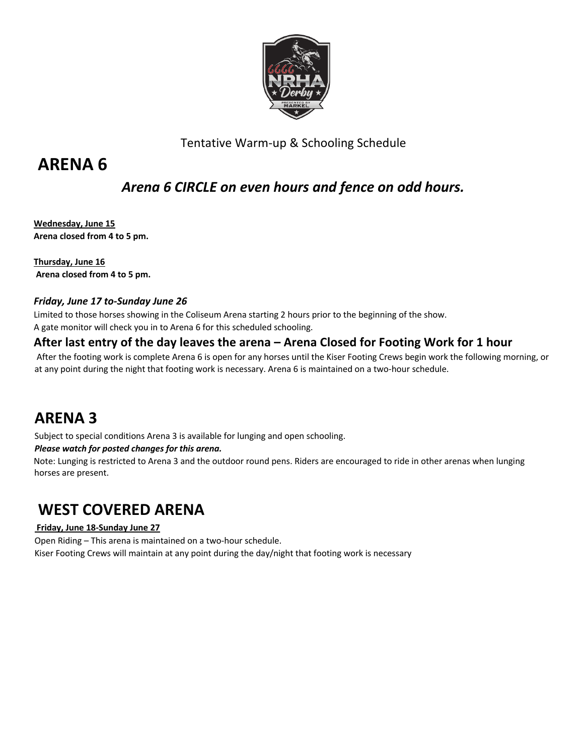Tentative Warm-up & Schooling Schedule

# ARENA 6

## *Arena 6 CIRCLE on even hours and fence on odd hours.*

**Wednesday, June 15**
**Arena closed from 4 to 5 pm.**

**Thursday, June 16**
**Arena closed from 4 to 5 pm.**

***Friday, June 17 to-Sunday June 26***

Limited to those horses showing in the Coliseum Arena starting 2 hours prior to the beginning of the show.
A gate monitor will check you in to Arena 6 for this scheduled schooling.

### After last entry of the day leaves the arena – Arena Closed for Footing Work for 1 hour

After the footing work is complete Arena 6 is open for any horses until the Kiser Footing Crews begin work the following morning, or at any point during the night that footing work is necessary. Arena 6 is maintained on a two-hour schedule.

# ARENA 3

Subject to special conditions Arena 3 is available for lunging and open schooling.

***Please watch for posted changes for this arena.***

Note: Lunging is restricted to Arena 3 and the outdoor round pens. Riders are encouraged to ride in other arenas when lunging horses are present.

# WEST COVERED ARENA

**Friday, June 18-Sunday June 27**

Open Riding – This arena is maintained on a two-hour schedule.
Kiser Footing Crews will maintain at any point during the day/night that footing work is necessary